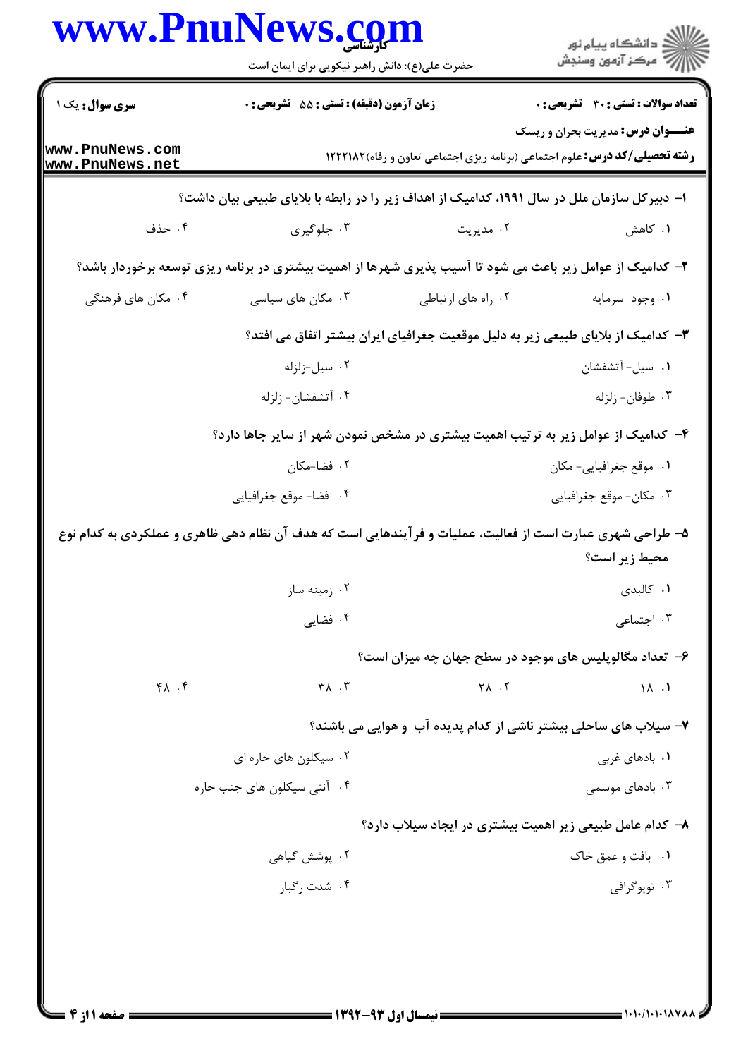**سری سوال:** یک ۱

**زمان آزمون (دقیقه) : تستی : ۵۵ تشریحی : ۰**

**تعداد سوالات : تستی : ۳۰ تشریحی : ۰**

**عنـــوان درس:** مدیریت بحران و ریسک

**رشته تحصیلی/کد درس:** علوم اجتماعی (برنامه ریزی اجتماعی تعاون و رفاه)۱۲۲۲۱۸۲

**۱- دبیرکل سازمان ملل در سال ۱۹۹۱، کدامیک از اهداف زیر را در رابطه با بلایای طبیعی بیان داشت؟**

۱. کاهش ۲. مدیریت ۳. جلوگیری ۴. حذف

**۲- کدامیک از عوامل زیر باعث می شود تا آسیب پذیری شهرها از اهمیت بیشتری در برنامه ریزی توسعه برخوردار باشد؟**

۱. وجود سرمایه ۲. راه های ارتباطی ۳. مکان های سیاسی ۴. مکان های فرهنگی

**۳- کدامیک از بلایای طبیعی زیر به دلیل موقعیت جغرافیای ایران بیشتر اتفاق می افتد؟**

۱. سیل- آتشفشان
۲. سیل-زلزله
۳. طوفان- زلزله
۴. آتشفشان- زلزله

**۴- کدامیک از عوامل زیر به ترتیب اهمیت بیشتری در مشخص نمودن شهر از سایر جاها دارد؟**

۱. موقع جغرافیایی- مکان
۲. فضا-مکان
۳. مکان- موقع جغرافیایی
۴. فضا- موقع جغرافیایی

**۵- طراحی شهری عبارت است از فعالیت، عملیات و فرآیندهایی است که هدف آن نظام دهی ظاهری و عملکردی به کدام نوع محیط زیر است؟**

۱. کالبدی
۲. زمینه ساز
۳. اجتماعی
۴. فضایی

**۶- تعداد مگالوپلیس های موجود در سطح جهان چه میزان است؟**

۱. ۱۸ ۲. ۲۸ ۳. ۳۸ ۴. ۴۸

**۷- سیلاب های ساحلی بیشتر ناشی از کدام پدیده آب و هوایی می باشند؟**

۱. بادهای غربی
۲. سیکلون های حاره ای
۳. بادهای موسمی
۴. آنتی سیکلون های جنب حاره

**۸- کدام عامل طبیعی زیر اهمیت بیشتری در ایجاد سیلاب دارد؟**

۱. بافت و عمق خاک
۲. پوشش گیاهی
۳. توپوگرافی
۴. شدت رگبار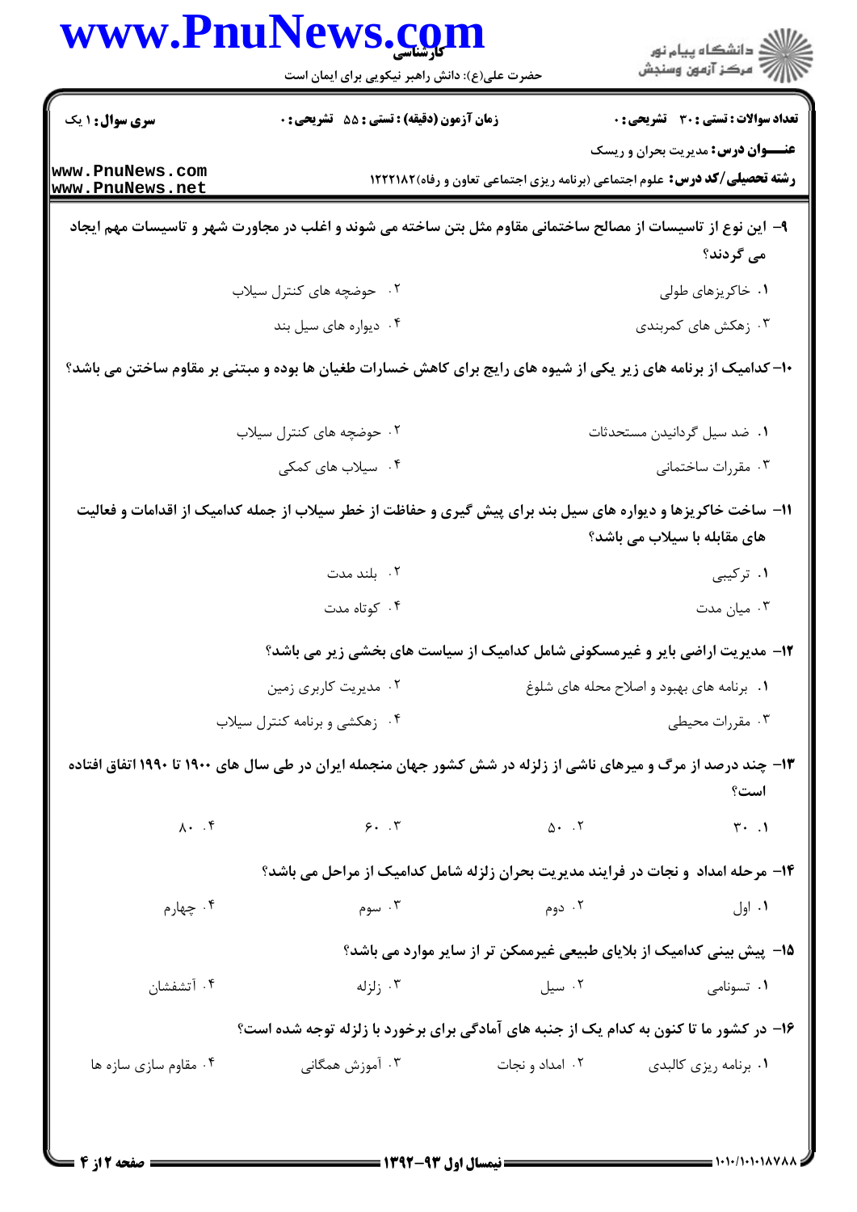۹- این نوع از تاسیسات از مصالح ساختمانی مقاوم مثل بتن ساخته می شوند و اغلب در مجاورت شهر و تاسیسات مهم ایجاد می گردند؟

۱. خاکریزهای طولی
۲. حوضچه های کنترل سیلاب
۳. زهکش های کمربندی
۴. دیواره های سیل بند

۱۰- کدامیک از برنامه های زیر یکی از شیوه های رایج برای کاهش خسارات طغیان ها بوده و مبتنی بر مقاوم ساختن می باشد؟

۱. ضد سیل گردانیدن مستحدثات
۲. حوضچه های کنترل سیلاب
۳. مقررات ساختمانی
۴. سیلاب های کمکی

۱۱- ساخت خاکریزها و دیواره های سیل بند برای پیش گیری و حفاظت از خطر سیلاب از جمله کدامیک از اقدامات و فعالیت های مقابله با سیلاب می باشد؟

۱. ترکیبی
۲. بلند مدت
۳. میان مدت
۴. کوتاه مدت

۱۲- مدیریت اراضی بایر و غیرمسکونی شامل کدامیک از سیاست های بخشی زیر می باشد؟

۱. برنامه های بهبود و اصلاح محله های شلوغ
۲. مدیریت کاربری زمین
۳. مقررات محیطی
۴. زهکشی و برنامه کنترل سیلاب

۱۳- چند درصد از مرگ و میرهای ناشی از زلزله در شش کشور جهان منجمله ایران در طی سال های ۱۹۰۰ تا ۱۹۹۰ اتفاق افتاده است؟

۱. ۳۰
۲. ۵۰
۳. ۶۰
۴. ۸۰

۱۴- مرحله امداد و نجات در فرایند مدیریت بحران زلزله شامل کدامیک از مراحل می باشد؟

۱. اول
۲. دوم
۳. سوم
۴. چهارم

۱۵- پیش بینی کدامیک از بلایای طبیعی غیرممکن تر از سایر موارد می باشد؟

۱. تسونامی
۲. سیل
۳. زلزله
۴. آتشفشان

۱۶- در کشور ما تا کنون به کدام یک از جنبه های آمادگی برای برخورد با زلزله توجه شده است؟

۱. برنامه ریزی کالبدی
۲. امداد و نجات
۳. آموزش همگانی
۴. مقاوم سازی سازه ها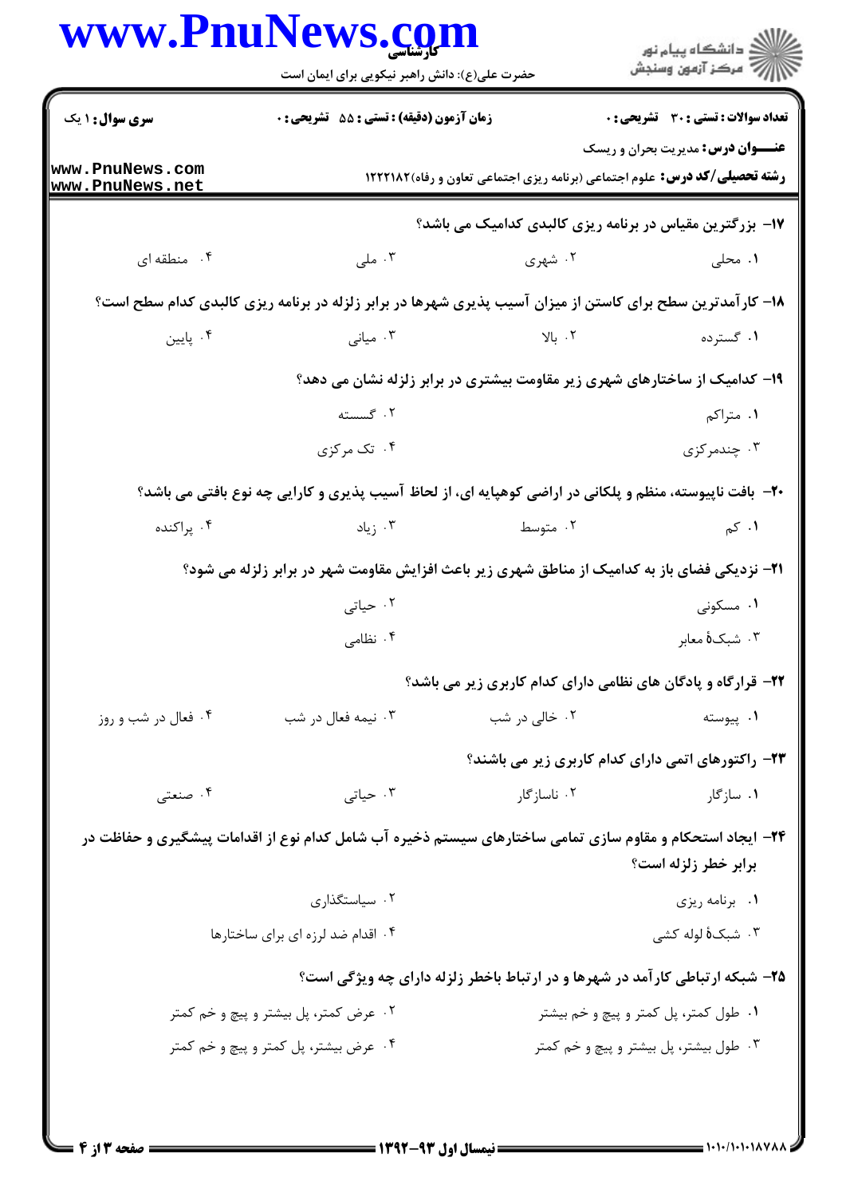**تعداد سوالات : تستی : ۳۰ تشریحی : ۰** | **زمان آزمون (دقیقه) : تستی : ۵۵ تشریحی : ۰** | **سری سوال : ۱ یک**

**عنـــوان درس:** مدیریت بحران و ریسک

**رشته تحصیلی/کد درس:** علوم اجتماعی (برنامه ریزی اجتماعی تعاون و رفاه)۱۲۲۲۱۸۲

۱۷- بزرگترین مقیاس در برنامه ریزی کالبدی کدامیک می باشد؟

۱. محلی
۲. شهری
۳. ملی
۴. منطقه ای

۱۸- کارآمدترین سطح برای کاستن از میزان آسیب پذیری شهرها در برابر زلزله در برنامه ریزی کالبدی کدام سطح است؟

۱. گسترده
۲. بالا
۳. میانی
۴. پایین

۱۹- کدامیک از ساختارهای شهری زیر مقاومت بیشتری در برابر زلزله نشان می دهد؟

۱. متراکم
۲. گسسته
۳. چندمرکزی
۴. تک مرکزی

۲۰- بافت ناپیوسته، منظم و پلکانی در اراضی کوهپایه ای، از لحاظ آسیب پذیری و کارایی چه نوع بافتی می باشد؟

۱. کم
۲. متوسط
۳. زیاد
۴. پراکنده

۲۱- نزدیکی فضای باز به کدامیک از مناطق شهری زیر باعث افزایش مقاومت شهر در برابر زلزله می شود؟

۱. مسکونی
۲. حیاتی
۳. شبکهٔ معابر
۴. نظامی

۲۲- قرارگاه و پادگان های نظامی دارای کدام کاربری زیر می باشد؟

۱. پیوسته
۲. خالی در شب
۳. نیمه فعال در شب
۴. فعال در شب و روز

۲۳- راکتورهای اتمی دارای کدام کاربری زیر می باشند؟

۱. سازگار
۲. ناسازگار
۳. حیاتی
۴. صنعتی

۲۴- ایجاد استحکام و مقاوم سازی تمامی ساختارهای سیستم ذخیره آب شامل کدام نوع از اقدامات پیشگیری و حفاظت در برابر خطر زلزله است؟

۱. برنامه ریزی
۲. سیاستگذاری
۳. شبکهٔ لوله کشی
۴. اقدام ضد لرزه ای برای ساختارها

۲۵- شبکه ارتباطی کارآمد در شهرها و در ارتباط باخطر زلزله دارای چه ویژگی است؟

۱. طول کمتر، پل کمتر و پیچ و خم بیشتر
۲. عرض کمتر، پل بیشتر و پیچ و خم کمتر
۳. طول بیشتر، پل بیشتر و پیچ و خم کمتر
۴. عرض بیشتر، پل کمتر و پیچ و خم کمتر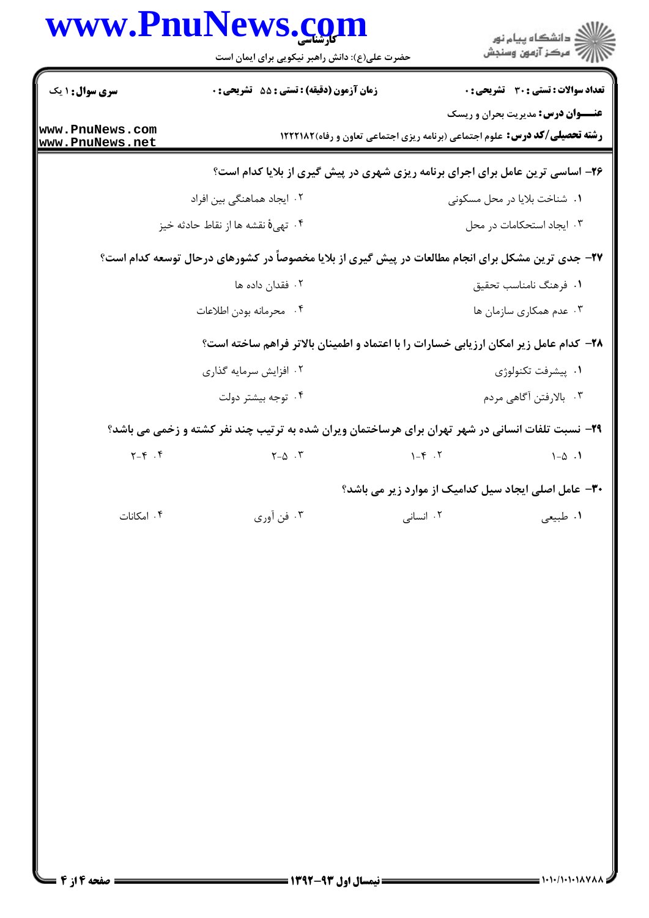**سری سوال:** ۱ یک

**زمان آزمون (دقیقه) : تستی :** ۵۵ **تشریحی :** ۰

**تعداد سوالات : تستی :** ۳۰ **تشریحی :** ۰

**عنـــوان درس:** مدیریت بحران و ریسک

**رشته تحصیلی/کد درس:** علوم اجتماعی (برنامه ریزی اجتماعی تعاون و رفاه)۱۲۲۲۱۸۲

**۲۶- اساسی ترین عامل برای اجرای برنامه ریزی شهری در پیش گیری از بلایا کدام است؟**

۱. شناخت بلایا در محل مسکونی

۲. ایجاد هماهنگی بین افراد

۳. ایجاد استحکامات در محل

۴. تهیهٔ نقشه ها از نقاط حادثه خیز

**۲۷- جدی ترین مشکل برای انجام مطالعات در پیش گیری از بلایا مخصوصاً در کشورهای درحال توسعه کدام است؟**

۱. فرهنگ نامناسب تحقیق

۲. فقدان داده ها

۳. عدم همکاری سازمان ها

۴. محرمانه بودن اطلاعات

**۲۸- کدام عامل زیر امکان ارزیابی خسارات را با اعتماد و اطمینان بالاتر فراهم ساخته است؟**

۱. پیشرفت تکنولوژی

۲. افزایش سرمایه گذاری

۳. بالارفتن آگاهی مردم

۴. توجه بیشتر دولت

**۲۹- نسبت تلفات انسانی در شهر تهران برای هرساختمان ویران شده به ترتیب چند نفر کشته و زخمی می باشد؟**

۱. ۵-۱

۲. ۴-۱

۳. ۵-۲

۴. ۴-۲

**۳۰- عامل اصلی ایجاد سیل کدامیک از موارد زیر می باشد؟**

۱. طبیعی

۲. انسانی

۳. فن آوری

۴. امکانات